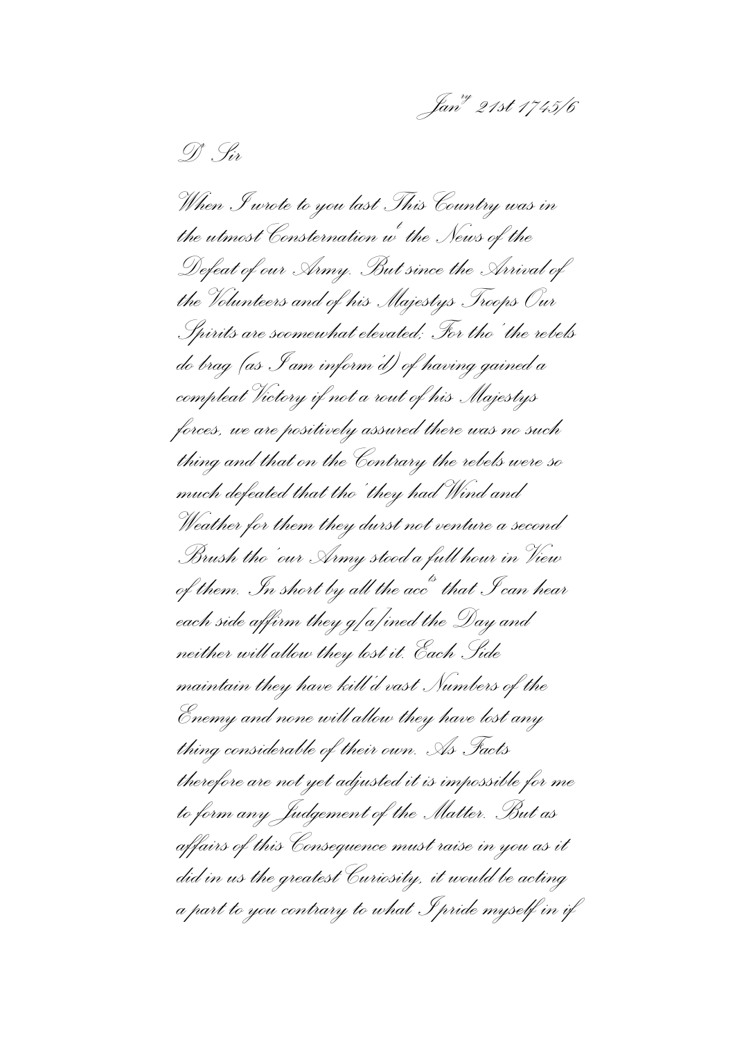Jan[ry] 21st 1745/6

D[r] Sir

When I wrote to you last This Country was in the utmost Consternation w[t] the News of the Defeat of our Army. But since the Arrival of the Volunteers and of his Majestys Troops Our Spirits are soomewhat elevated; For tho' the rebels do brag (as I am inform'd) of having gained a compleat Victory if not a rout of his Majestys forces, we are positively assured there was no such thing and that on the Contrary the rebels were so much defeated that tho' they had Wind and Weather for them they durst not venture a second Brush tho' our Army stood a full hour in View of them. In short by all the acc[ts] that I can hear each side affirm they g[a]ined the Day and neither will allow they lost it. Each Side maintain they have kill'd vast Numbers of the Enemy and none will allow they have lost any thing considerable of their own. As Facts therefore are not yet adjusted it is impossible for me to form any Judgement of the Matter. But as affairs of this Consequence must raise in you as it did in us the greatest Curiosity, it would be acting a part to you contrary to what I pride myself in if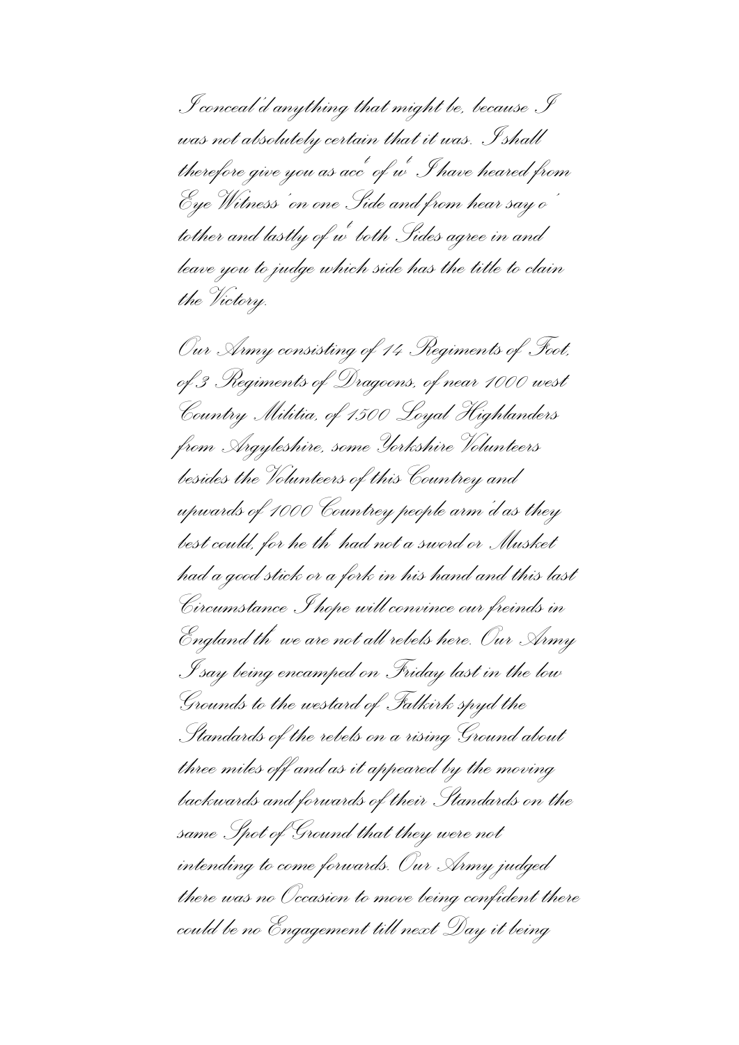I conceal'd anything that might be, because I was not absolutely certain that it was. I shall therefore give you as acc^t of w^t I have heared from Eye Witness' on one Side and from hear say o' tother and lastly of w^t both Sides agree in and leave you to judge which side has the title to clain the Victory.

Our Army consisting of 14 Regiments of Foot, of 3 Regiments of Dragoons, of near 1000 west Country Militia, of 1500 Loyal Highlanders from Argyleshire, some Yorkshire Volunteers besides the Volunteers of this Countrey and upwards of 1000 Countrey people arm'd as they best could, for he th^t had not a sword or Musket had a good stick or a fork in his hand and this last Circumstance I hope will convince our freinds in England th^t we are not all rebels here. Our Army I say being encamped on Friday last in the low Grounds to the westard of Falkirk spyd the Standards of the rebels on a rising Ground about three miles off and as it appeared by the moving backwards and forwards of their Standards on the same Spot of Ground that they were not intending to come forwards. Our Army judged there was no Occasion to move being confident there could be no Engagement till next Day it being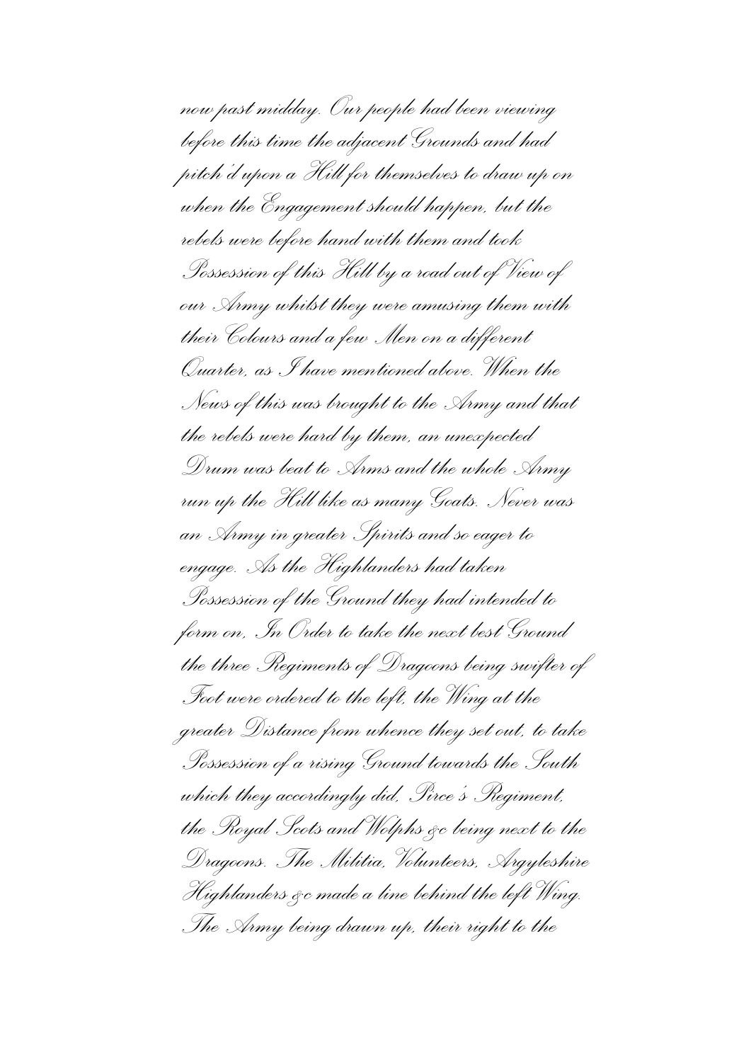now past midday. Our people had been viewing before this time the adjacent Grounds and had pitch'd upon a Hill for themselves to draw up on when the Engagement should happen, but the rebels were before hand with them and took Possession of this Hill by a road out of View of our Army whilst they were amusing them with their Colours and a few Men on a different Quarter, as I have mentioned above. When the News of this was brought to the Army and that the rebels were hard by them, an unexpected Drum was beat to Arms and the whole Army run up the Hill like as many Goats. Never was an Army in greater Spirits and so eager to engage. As the Highlanders had taken Possession of the Ground they had intended to form on, In Order to take the next best Ground the three Regiments of Dragoons being swifter of Foot were ordered to the left, the Wing at the greater Distance from whence they set out, to take Possession of a rising Ground towards the South which they accordingly did, Pirce's Regiment, the Royal Scots and Wolphs &c being next to the Dragoons. The Militia, Volunteers, Argyleshire Highlanders &c made a line behind the left Wing. The Army being drawn up, their right to the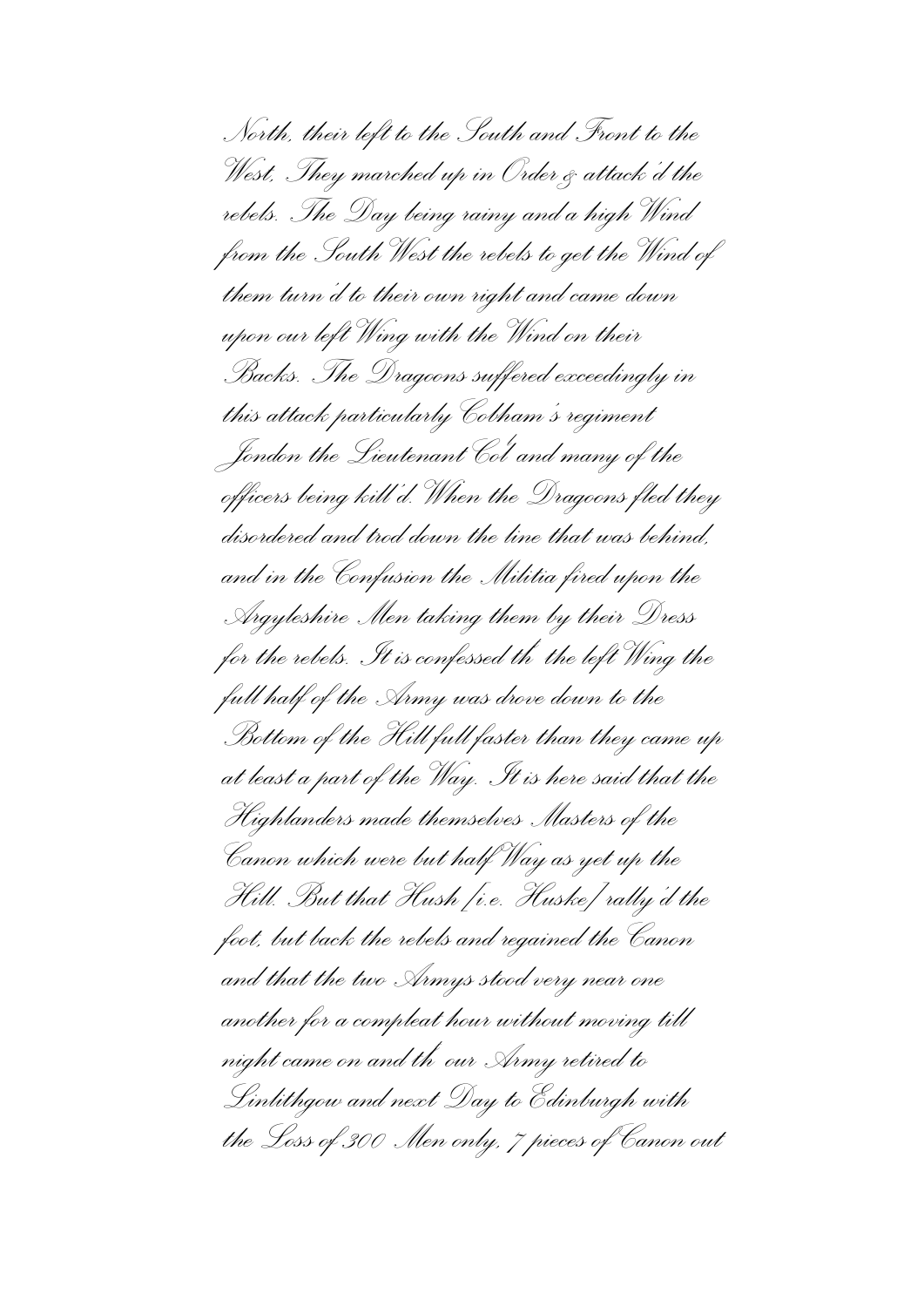North, their left to the South and Front to the West, They marched up in Order & attack'd the rebels. The Day being rainy and a high Wind from the South West the rebels to get the Wind of them turn'd to their own right and came down upon our left Wing with the Wind on their Backs. The Dragoons suffered exceedingly in this attack particularly Cobham's regiment Jondon the Lieutenant Col^l and many of the officers being kill'd. When the Dragoons fled they disordered and trod down the line that was behind, and in the Confusion the Militia fired upon the Argyleshire Men taking them by their Dress for the rebels. It is confessed th^t the left Wing the full half of the Army was drove down to the Bottom of the Hill full faster than they came up at least a part of the Way. It is here said that the Highlanders made themselves Masters of the Canon which were but half Way as yet up the Hill. But that Hush [i.e. Huske] rally'd the foot, but back the rebels and regained the Canon and that the two Armys stood very near one another for a compleat hour without moving till night came on and th^t our Army retired to Linlithgow and next Day to Edinburgh with the Loss of 300 Men only, 7 pieces of Canon out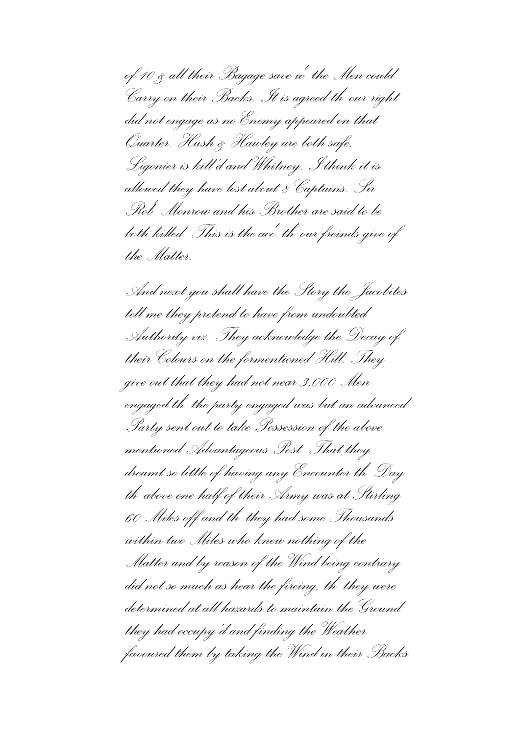of 10 & all their Bagage save w^t the Men could Carry on their Backs. It is agreed th^t our right did not engage as no Enemy appeared on that Quarter. Hush & Hawley are both safe, Ligonier is kill'd and Whitney. I think it is allowed they have lost about 8 Captains. Sir Rob^t Monrow and his Brother are said to be both killed. This is the acc^t th^t our freinds give of the Matter.

And next you shall have the Story the Jacobites tell me they pretend to have from undoubted Authority viz. They acknowledge the Decay of their Colours on the formentioned Hill. They give out that they had not near 3,000 Men engaged th^t the party engaged was but an advanced Party sent out to take Possession of the above mentioned Advantageous Post. That they dreamt so little of having any Encounter th^t Day th^t above one half of their Army was at Stirling 60 Miles off and th^t they had some Thousands within two Miles who knew nothing of the Matter and by reason of the Wind being contrary did not so much as hear the fireing, th^t they were determined at all hazards to maintain the Ground they had occupy'd and finding the Weather favoured them by taking the Wind in their Backs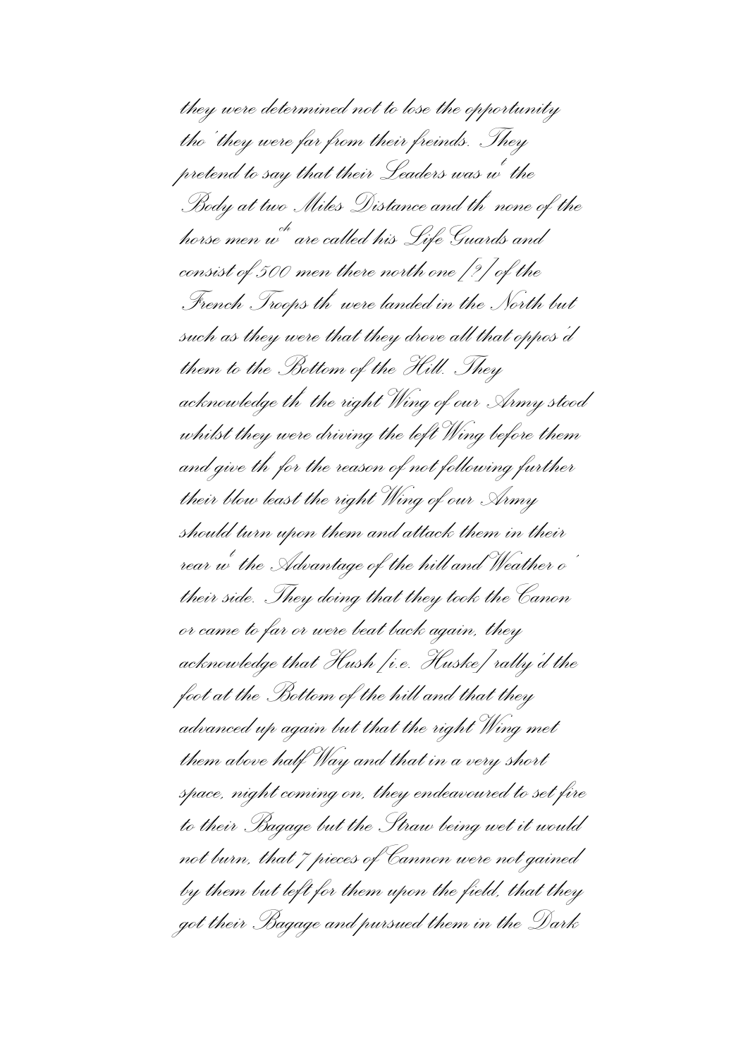they were determined not to lose the opportunity tho' they were far from their freinds. They pretend to say that their Leaders was $w^t$ the Body at two Miles Distance and $th^t$ none of the horse men $w^{ch}$ are called his Life Guards and consist of 500 men there north one [?] of the French Troops $th^t$ were landed in the North but such as they were that they drove all that oppos'd them to the Bottom of the Hill. They acknowledge $th^t$ the right Wing of our Army stood whilst they were driving the left Wing before them and give $th^t$ for the reason of not following further their blow least the right Wing of our Army should turn upon them and attack them in their rear $w^t$ the Advantage of the hill and Weather o' their side. They doing that they took the Canon or came to far or were beat back again, they acknowledge that Hush [i.e. Huske] rally'd the foot at the Bottom of the hill and that they advanced up again but that the right Wing met them above half Way and that in a very short space, night coming on, they endeavoured to set fire to their Bagage but the Straw being wet it would not burn, that 7 pieces of Cannon were not gained by them but left for them upon the field, that they got their Bagage and pursued them in the Dark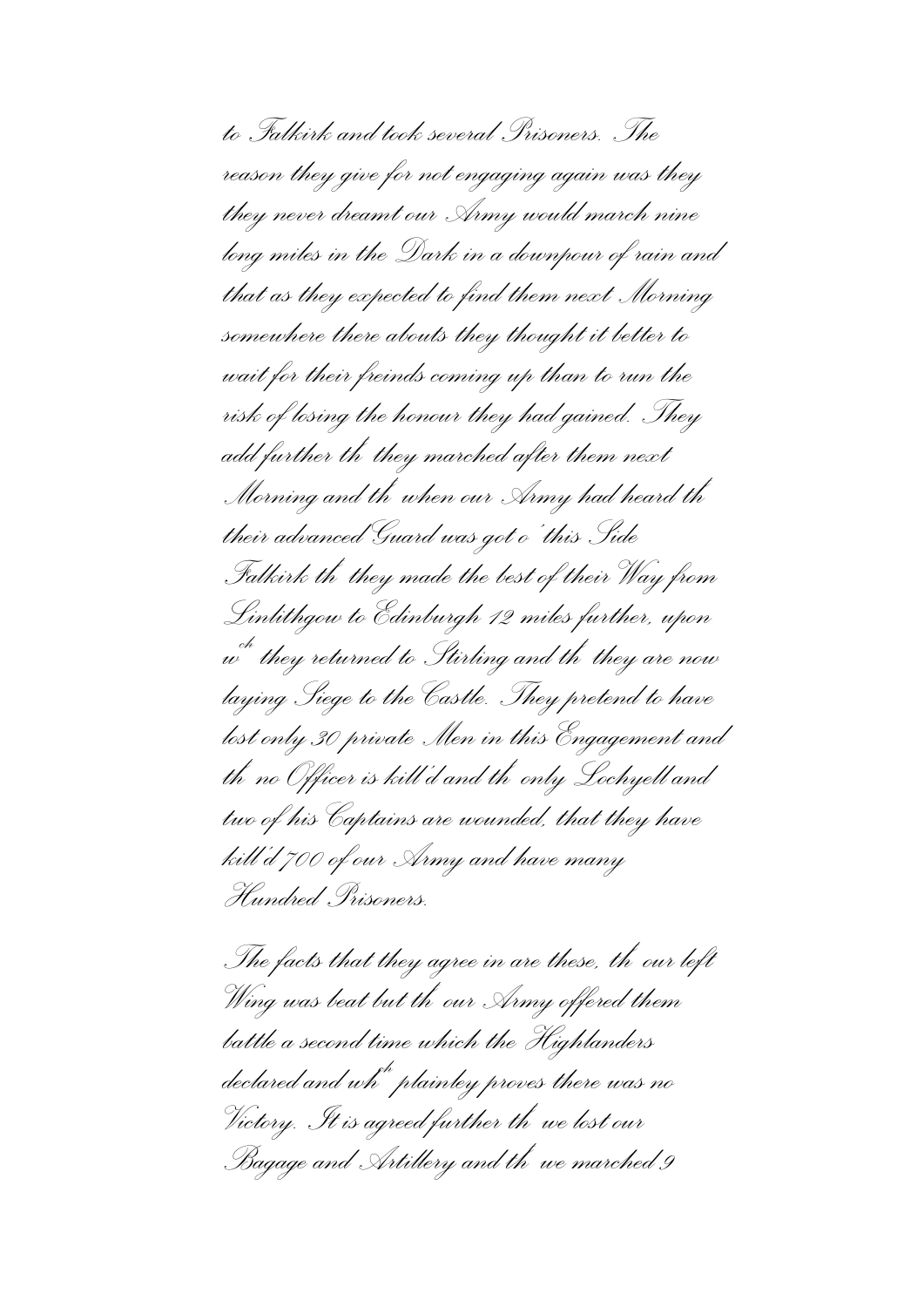to Falkirk and took several Prisoners. The reason they give for not engaging again was they they never dreamt our Army would march nine long miles in the Dark in a downpour of rain and that as they expected to find them next Morning somewhere there abouts they thought it better to wait for their freinds coming up than to run the risk of losing the honour they had gained. They add further th^t they marched after them next Morning and th^t when our Army had heard th^t their advanced Guard was got o' this Side Falkirk th^t they made the best of their Way from Linlithgow to Edinburgh 12 miles further, upon w^ch they returned to Stirling and th^t they are now laying Siege to the Castle. They pretend to have lost only 30 private Men in this Engagement and th^t no Officer is kill'd and th^t only Lochyell and two of his Captains are wounded, that they have kill'd 700 of our Army and have many Hundred Prisoners.

The facts that they agree in are these, th^t our left Wing was beat but th^t our Army offered them battle a second time which the Highlanders declared and wh^ch plainley proves there was no Victory. It is agreed further th^t we lost our Bagage and Artillery and th^t we marched 9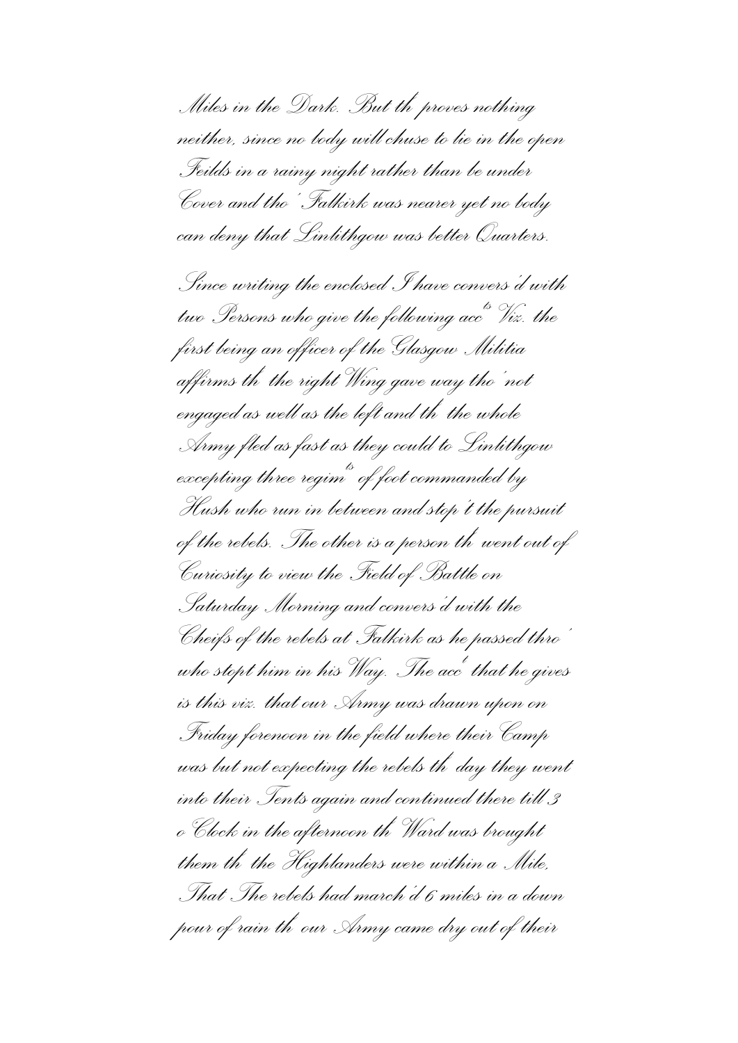Miles in the Dark. But th proves nothing neither, since no body will chuse to lie in the open Feilds in a rainy night rather than be under Cover and tho' Falkirk was nearer yet no body can deny that Linlithgow was better Quarters.

Since writing the enclosed I have convers'd with two Persons who give the following acc[ts] Viz. the first being an officer of the Glasgow Militia affirms th the right Wing gave way tho' not engaged as well as the left and th the whole Army fled as fast as they could to Linlithgow excepting three regim[ts] of foot commanded by Hush who run in between and stop't the pursuit of the rebels. The other is a person th went out of Curiosity to view the Field of Battle on Saturday Morning and convers'd with the Cheifs of the rebels at Falkirk as he passed thro' who stopt him in his Way. The acc[t] that he gives is this viz. that our Army was drawn upon on Friday forenoon in the field where their Camp was but not expecting the rebels th day they went into their Tents again and continued there till 3 o Clock in the afternoon th Ward was brought them th the Highlanders were within a Mile, That The rebels had march'd 6 miles in a down pour of rain th our Army came dry out of their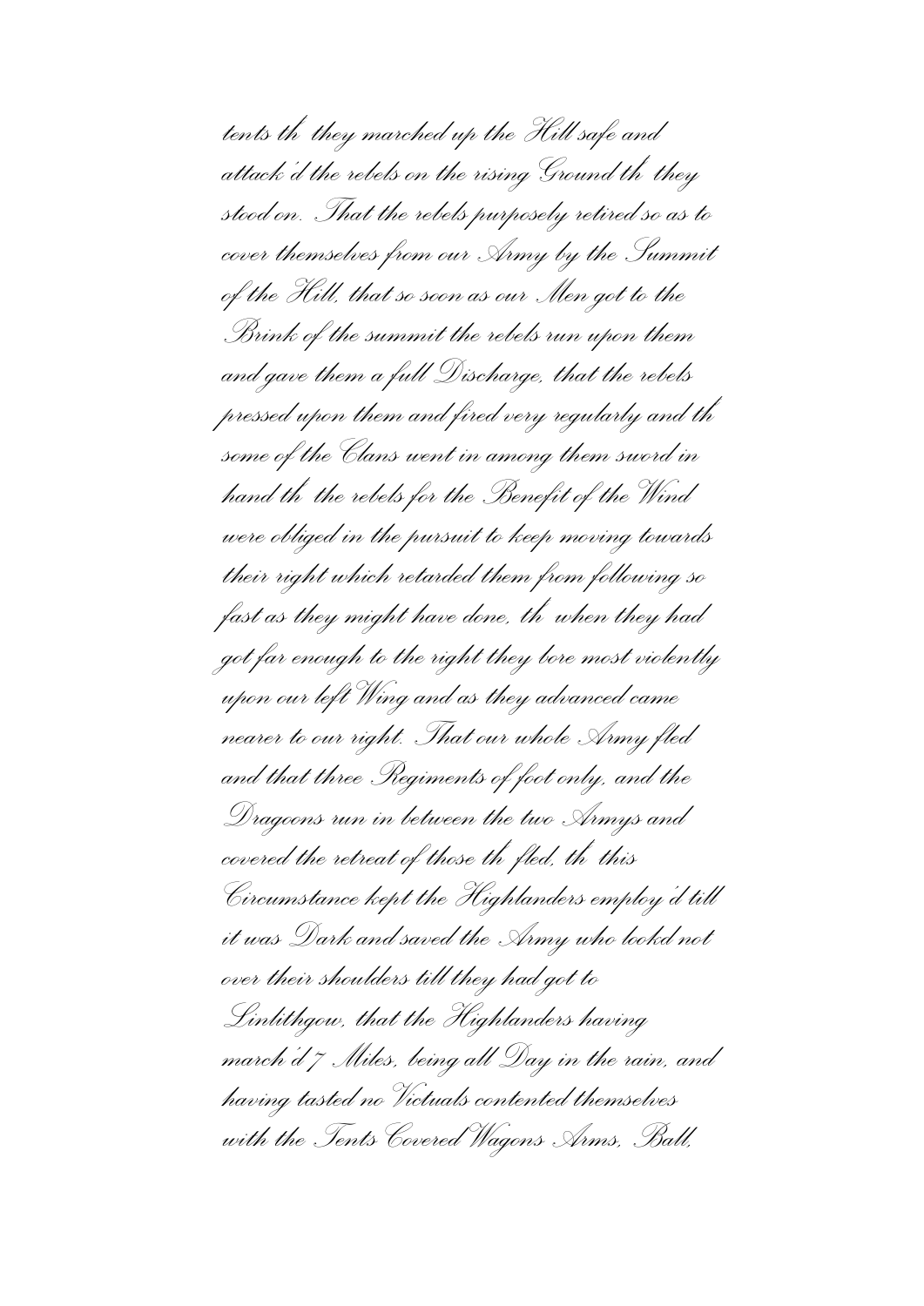tents th they marched up the Hill safe and attack'd the rebels on the rising Ground th they stood on. That the rebels purposely retired so as to cover themselves from our Army by the Summit of the Hill, that so soon as our Men got to the Brink of the summit the rebels run upon them and gave them a full Discharge, that the rebels pressed upon them and fired very regularly and th some of the Clans went in among them sword in hand th the rebels for the Benefit of the Wind were obliged in the pursuit to keep moving towards their right which retarded them from following so fast as they might have done, th when they had got far enough to the right they bore most violently upon our left Wing and as they advanced came nearer to our right. That our whole Army fled and that three Regiments of foot only, and the Dragoons run in between the two Armys and covered the retreat of those th fled, th this Circumstance kept the Highlanders employ'd till it was Dark and saved the Army who lookd not over their shoulders till they had got to Linlithgow, that the Highlanders having march'd 7 Miles, being all Day in the rain, and having tasted no Victuals contented themselves with the Tents Covered Wagons Arms, Ball,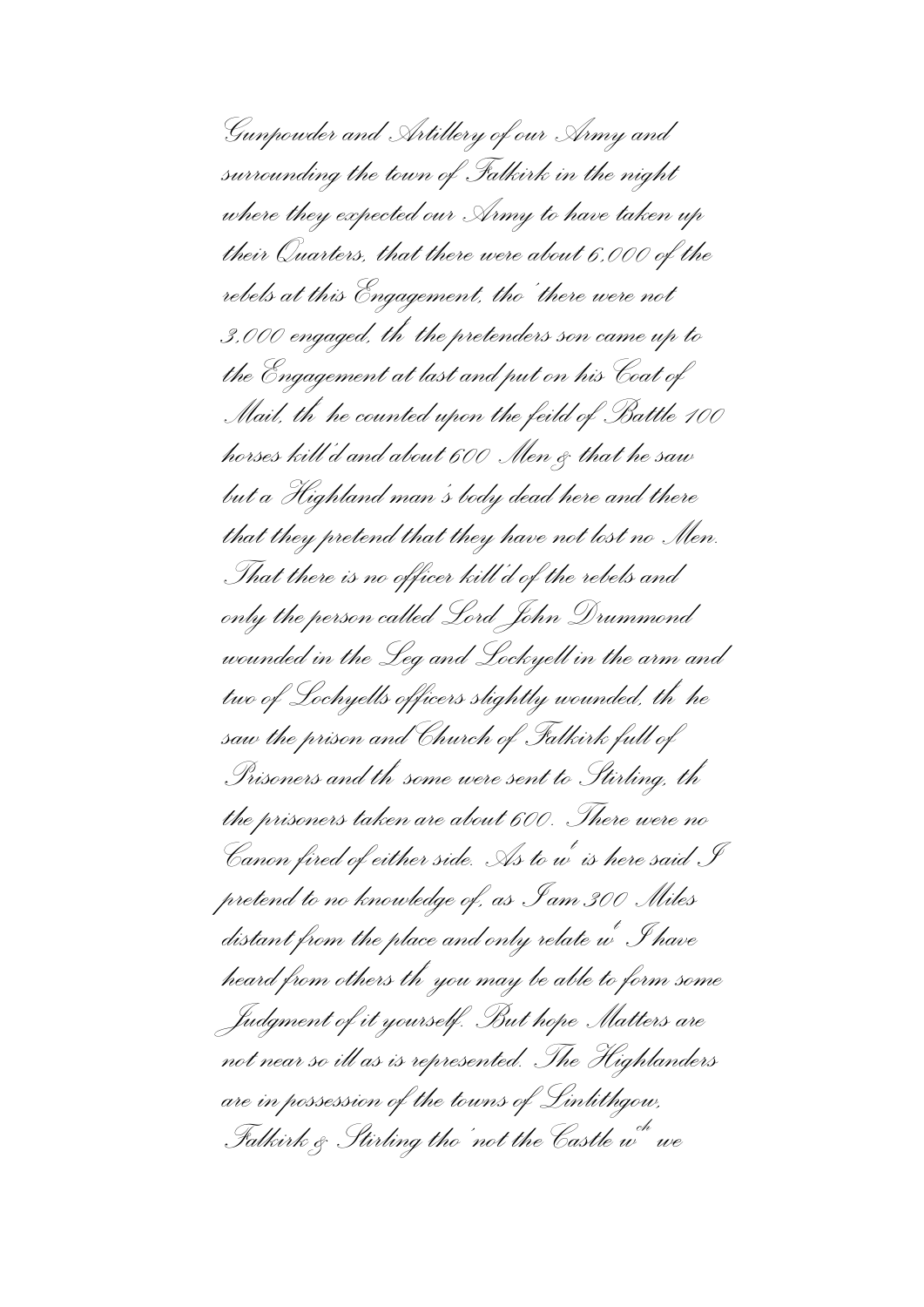Gunpowder and Artillery of our Army and surrounding the town of Falkirk in the night where they expected our Army to have taken up their Quarters, that there were about 6,000 of the rebels at this Engagement, tho' there were not 3,000 engaged, th$^{t}$ the pretenders son came up to the Engagement at last and put on his Coat of Mail, th$^{t}$ he counted upon the feild of Battle 100 horses kill'd and about 600 Men & that he saw but a Highland man's body dead here and there that they pretend that they have not lost no Men. That there is no officer kill'd of the rebels and only the person called Lord John Drummond wounded in the Leg and Lockyell in the arm and two of Lochyells officers slightly wounded, th$^{t}$ he saw the prison and Church of Falkirk full of Prisoners and th$^{t}$ some were sent to Stirling, th$^{t}$ the prisoners taken are about 600. There were no Canon fired of either side. As to w$^{t}$ is here said I pretend to no knowledge of, as I am 300 Miles distant from the place and only relate w$^{t}$ I have heard from others th$^{t}$ you may be able to form some Judgment of it yourself. But hope Matters are not near so ill as is represented. The Highlanders are in possession of the towns of Linlithgow, Falkirk & Stirling tho' not the Castle w$^{ch}$ we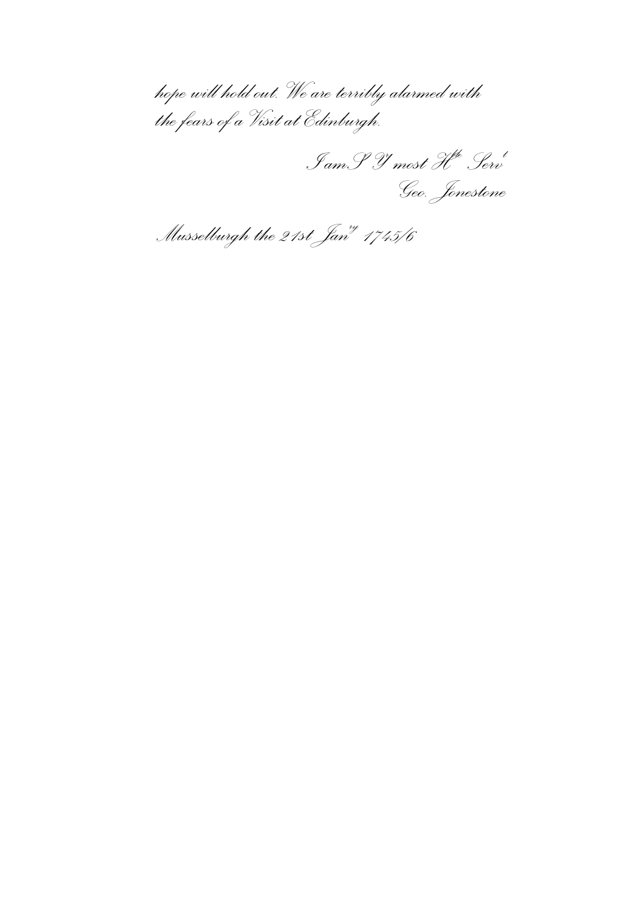hope will hold out. We are terribly alarmed with the fears of a Visit at Edinburgh.

I am S$^{r}$ Y$^{r}$ most H$^{ble}$ Serv$^{t}$

Geo. Jonestone

Musselburgh the 21st Jan$^{ry}$ 1745/6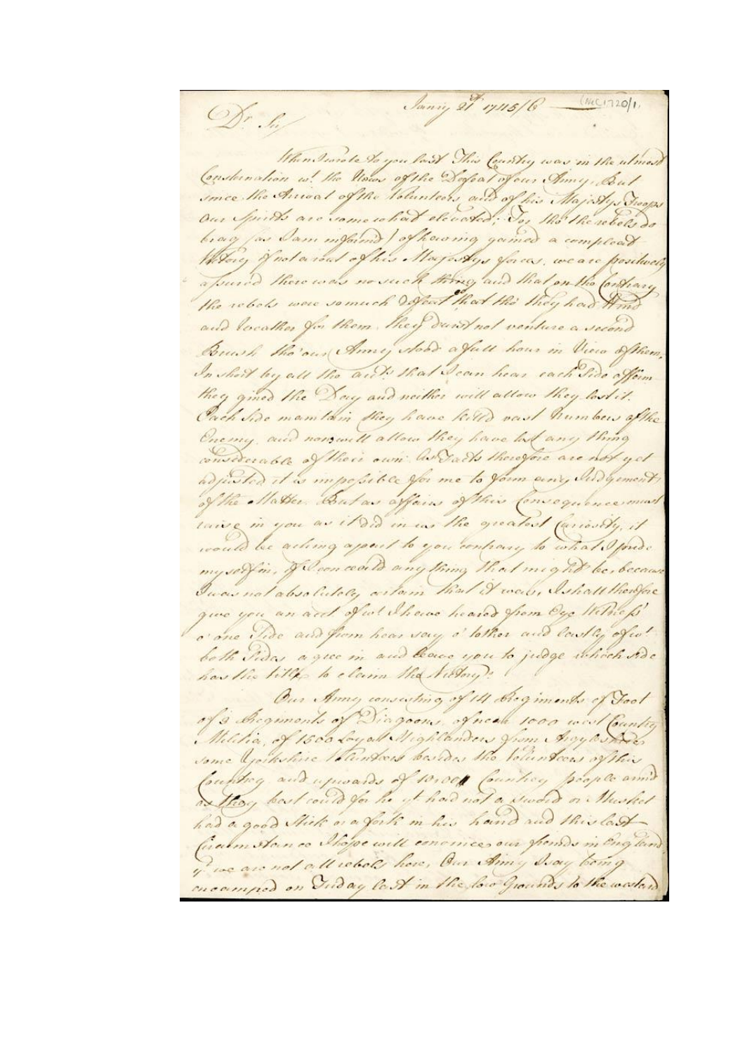Dr. Sir/ Janry 21st 1715/6 (MC1720/1)

When I wrote to you last This Country was in the utmost Consternation w[ith] the News of the Defeat of our Army, But since the Arrival of the Volunteers and of his Majestys Troops Our Spirits are somewhat elevated, For tho' the rebels do brag (as I am informed) of having gained a compleat Victory if not a rout of his Majestys forces, we are positively assured there was no such thing and that on the Contrary the rebels were so much defeat that tho' they had time and weather for them. They durst not venture a second Brush tho' our Army stood a full hour in View of them. In short by all the acct.s that I can hear each Side affirm they gained the Day and neither will allow they lost it. Each Side maintain they have killed vast Numbers of the Enemy, and none will allow they have lost any thing considerable of their own. As Facts therefore are not yet adjusted it is impossible for me to form any Judgments of the Matter. But as affairs of this Consequence must raise in you as it did in us the greatest Curiosity, it would be acting a part to you contrary to what I find myself in, if I conceald any thing that might be, because I was not absolutely certain that it was, I shall therefore give you an acct of w[ha]t I have heard from Eye Witness' o' one Side and from hear say o' tother and lastly of w[ha]t both Sides agree in and leave you to judge which Side has the title to claim the Victory.

Our Army consisting of 14 Regiments of Foot of 3 Regiments of Dragoons, of near 1000 west Country Militia, of 1500 Loyall Highlanders from Argyleshire some Yorkshire Volunteers besides the Volunteers of this Country and upwards of 10,000 Country people armd as they best could for he y[a]t had not a Sword or Musket had a good Stick or a fork in his hand and this last Circumstance I hope will convince our friends in England y[a]t we are not all rebels here, Our Army I say being encamped on Friday last in the low Grounds to the westw[ar]d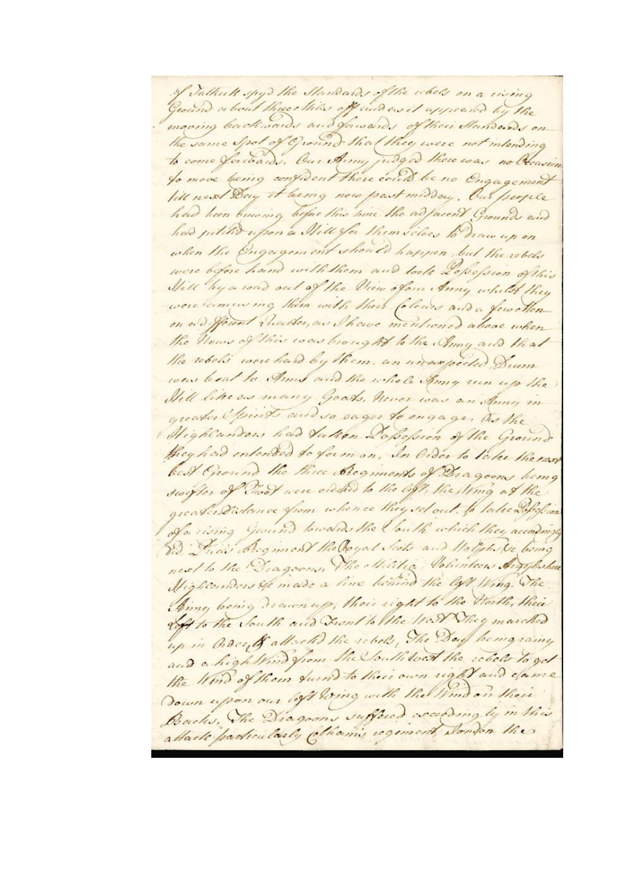of Falkirk spy'd the Standards of the rebels on a rising Ground about three Miles off and as it appeared by the moving backwards and forwards of their Standards on the same Spot of Ground that they were not intending to come forwards. Our Army judged there was no Occasion to move being confident there could be no Engagement till next Day it being now past midday. Our people had been buoying before this time the adjacent Grounds and had pitched upon a Hill for themselves to draw up on when the Engagement should happen, but the rebels were before hand with them and took Possession of this Hill by a road out of the View of our Army whilst they were amusing them with their Colours and a few other on a different Quarter, as I have mentioned above when the News of this was brought to the Army and that the rebels were hard by them. an unexpected Drum was beat to Arms and the whole Army run up the Hill like as many Goats, Never was an Army in greater Spirits and so eager to engage. As the Highlanders had taken Possession of the Ground they had intended to form on, In Order to take the next best Ground the three Regiments of Dragoons being swifter of Foot were ordered to the left. the Wing at the greater Distance from whence they set out. to take Possession of a rising Ground towards the South which they accordingly did. Price's Regiment the Royal Scots and Woolfe's &c being next to the Dragoons. The Militia Volunteers Argyleshire Highlanders &c made a line behind the left Wing. The Army being drawn up, their right to the North, their left to the South and Front to the West They marched up in Order & attacked the rebels, The Day being rainy and a high Wind from the South West the rebels to get the Wind of them turnd to their own right and came down upon our left Wing with the Wind on their Backs, The Dragoons suffered accordingly in this attack particularly Gardiner's regiment London the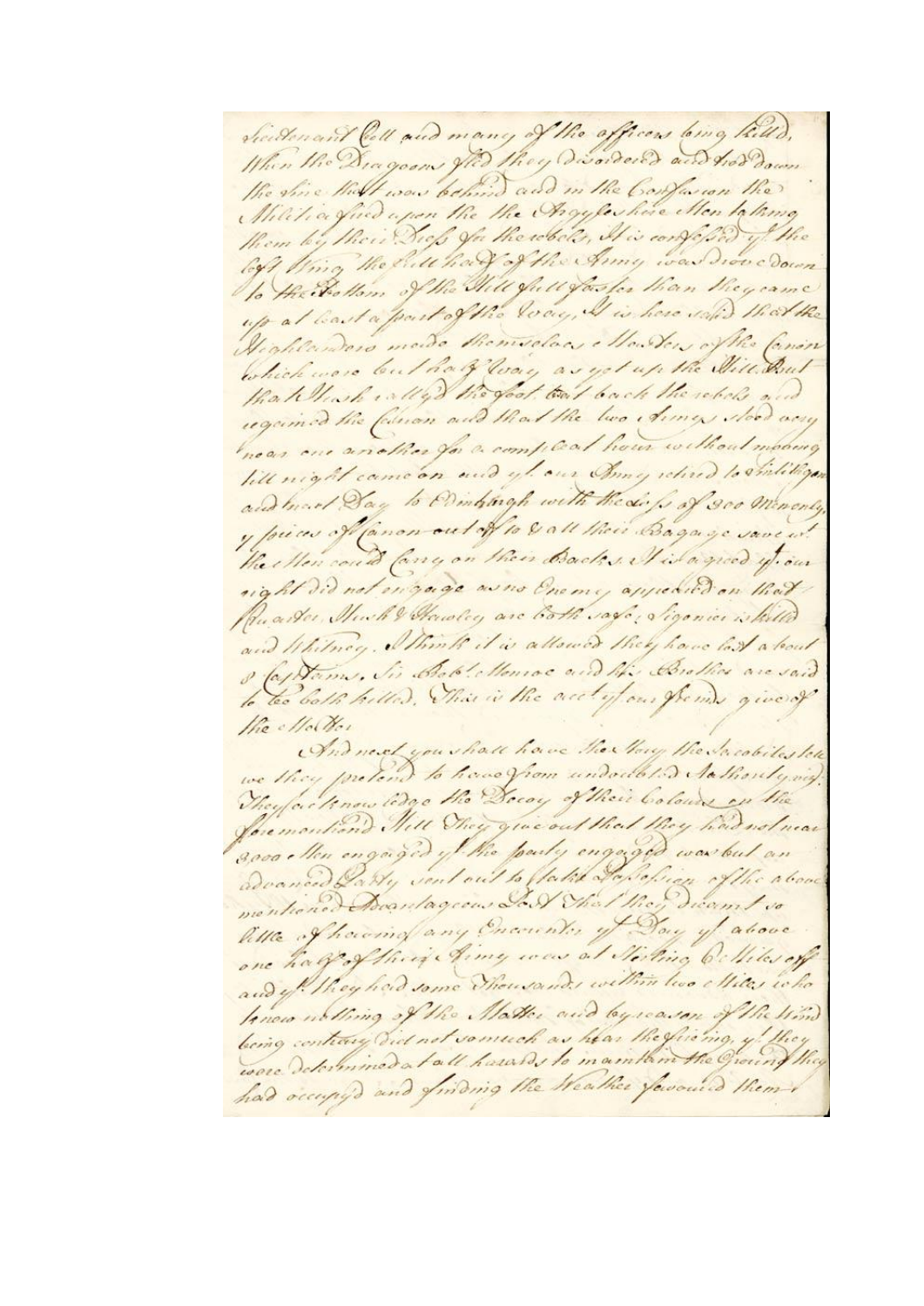Lieutenant Coll and many of the officers being killd. When the Dragoons fled they disordered and trod down the Foot that was behind and in the Confusion the Militia fired upon the the Argyleshire Men taking them by their Dress for the rebels. It is confessed yt the Left Wing the Left hand of the Army was drove down to the Bottom of the Hill full faster than they came up at least a part of the Way. It is here said that the Highlanders made themselves Masters of the Canon which were but half Way as yet up the Hill. But that Hush rallyd the foot beat back the rebels and regained the Canon and that the two Armys stood very near one another for a compleat hour without moving till night came on and yt our Army retired to Linlithgow and next Day to Edinburgh with the Loss of 300 Men only 7 peices of Canon cut off to & all their Bagage save wt the Men could Carry on their Backs. It is agreed yt our right did not engage as no Enemy appeared on that Quarter. Husk & Hawley are both safe; Ligonier is killd and Whitney. I think it is allowed they have lost about 8 Captains. Sir Robt. Monroe and his Brother are said to be both killed. This is the acct. yt our friends give of the Matter.

And next you shall have the story the Jacobites tell we they pretend to have from undoubted Authority viz. They acknowledge the Decay of their Colours on the forementiond Hill They give out that they had not near 3000 Men engaged yt the party engaged was but an advanced Party sent out to take Possession of the above mentiond Advantageous Post That they dreamt so little of having any Encounter yt Day yt above one half of their Army was at Stirling 6 Miles off and yt they had some Thousands within two Miles who knew nothing of the Matter and by reason of the Wind being contrary did not so much as hear the firing. yt they were determined at all hazards to maintain the Ground they had occupyd and finding the Weather favoured them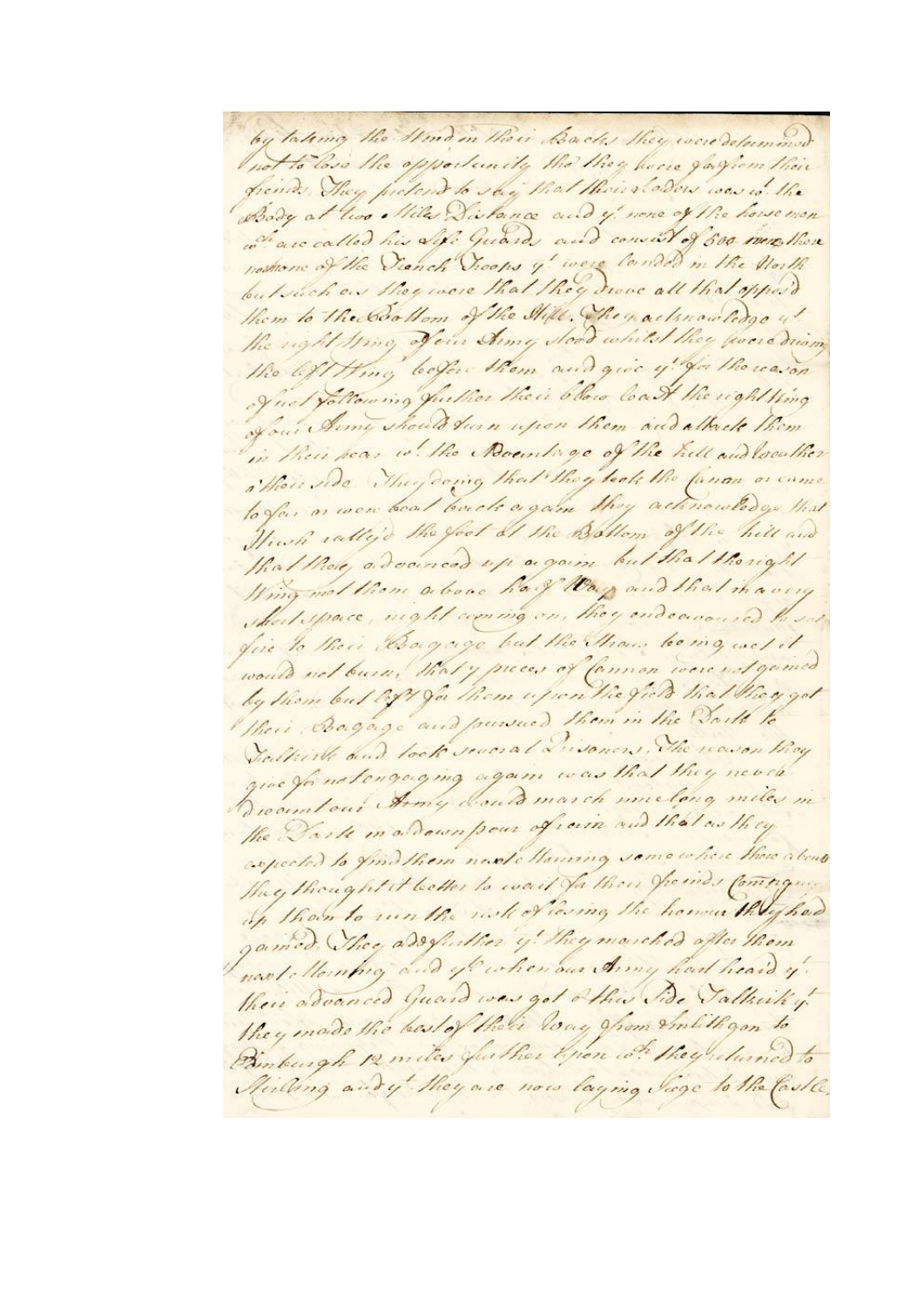by taking the Wind in their Backs they were determined not to lose the opportunity tho they were far from their friends. They pretend to say that their Leader was w<sup>t</sup> the Body at two Miles Distance and y<sup>t</sup> none of the horsemen w<sup>ch</sup> are called his Life Guards and consist of 500 men, there were none of the French Troops y<sup>t</sup> were landed in the North but such as they were that they drove all that oppos'd them to the Bottom of the Hill. They acknowledge y<sup>t</sup> the right Wing of our Army stood whilst they were driving the left Wing before them and give y<sup>t</sup> for the reason of not following further their blow least the right Wing of our Army should turn upon them and attack them in their rear w<sup>t</sup> the Advantage of the hill and weather o'their side. They deny that they took the Canon or came so far as were beat back again. they acknowledge that Husk rallyd the foot at the Bottom of the hill and that they advanced up again but that the right Wing met them about half Way, and that in a very short space, night coming on, they endeavoured to set fire to their Baggage but the Straw being wet it would not burn, that 7 pieces of Cannon were not gained by them but left for them upon the field that they got their Baggage and pursued them in the Dark to Falkirk and took several Prisoners. The reason they give for not engaging again was that they never dreamt our Army would march nine long miles in the Dark in a down pour of rain and that as they expected to find them next Morning somewhere thereabouts they thought it better to wait for their friends Coming up than to run the risk of losing the honour they had gained. They add further y<sup>t</sup> they marched after them next Morning and y<sup>t</sup> when our Army had heard y<sup>t</sup> their advanced Guard was got o'this side Falkirk y<sup>t</sup> they made the best of their way from Linlithgow to Edinburgh 12 miles further upon w<sup>ch</sup> they returned to Stirling and y<sup>t</sup> they are now laying Siege to the Castle.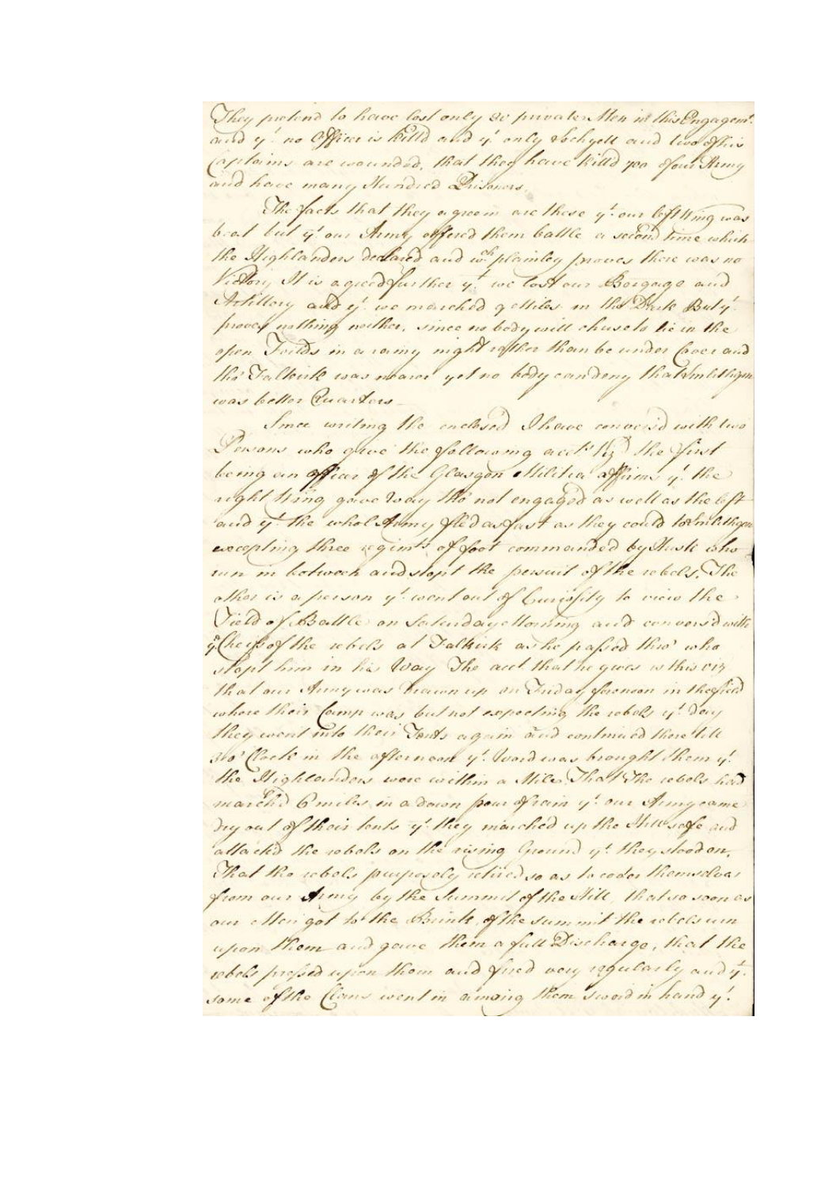They pretend to have lost only 40 private Men in this Engagem^t. and y^t no Officer is killd and y^t only Lochyell and two of his Captains are wounded, that they have killd 700 of our Army and have many Hundred Prisoners.

The facts that they agree in are these y^t our left Wing was beat but y^t our Army offered them battle a second time which the Highlanders declined and w^ch plainley proves there was no Victory. It is agreed further y^t we lost our Baggage and Artillery and y^t we marched 9 Miles in the Dark But y^t proves nothing neither, since no body will chuse to lie in the open Fields in a rainy night rather than be under Cover and tho' Falkirk was nearer yet no body can deny that Linlithgow was better Quarters.

Since writing the enclosed I have conversed with two Persons who give the following acc^t Viz^t The first being an officer of the Glasgow Militia affirms y^t the right Wing gave way tho not engaged as well as the left and y^t the whol Army fled as fast as they could to Linlithgow excepting three Regim^ts of foot commanded by Husk who run in between and stopt the persuit of the rebels. The other is a person y^t went out of Curiosity to view the Field of Battle on Saturday Morning and conversd with y^e Chiefs of the rebels at Falkirk as he passed thro' who stopt him in his Way. The acct that he gives is this viz that our Army was drawn up on Friday forenoon in the field where their Camp was but not expecting the rebels y^t day they went into their Tents again and continued there till 3 o'Clock in the afternoon y^t Word was brought them y^t the Highlanders were within a Mile. That the rebels had marched 6 miles in a down pour of rain y^t our Army came dry out of their tents y^t they marched up the Hill safe and attacked the rebels on the rising Ground y^t they stood on, That the rebels purposely retired so as to cover themselves from our Army by the Summit of the Hill, that so soon as our Men got to the Brink of the summit the rebels run upon them and gave them a full Discharge, that the rebels pressed upon them and fired very regularly and y^t some of the Clans went in among them sword in hand y^t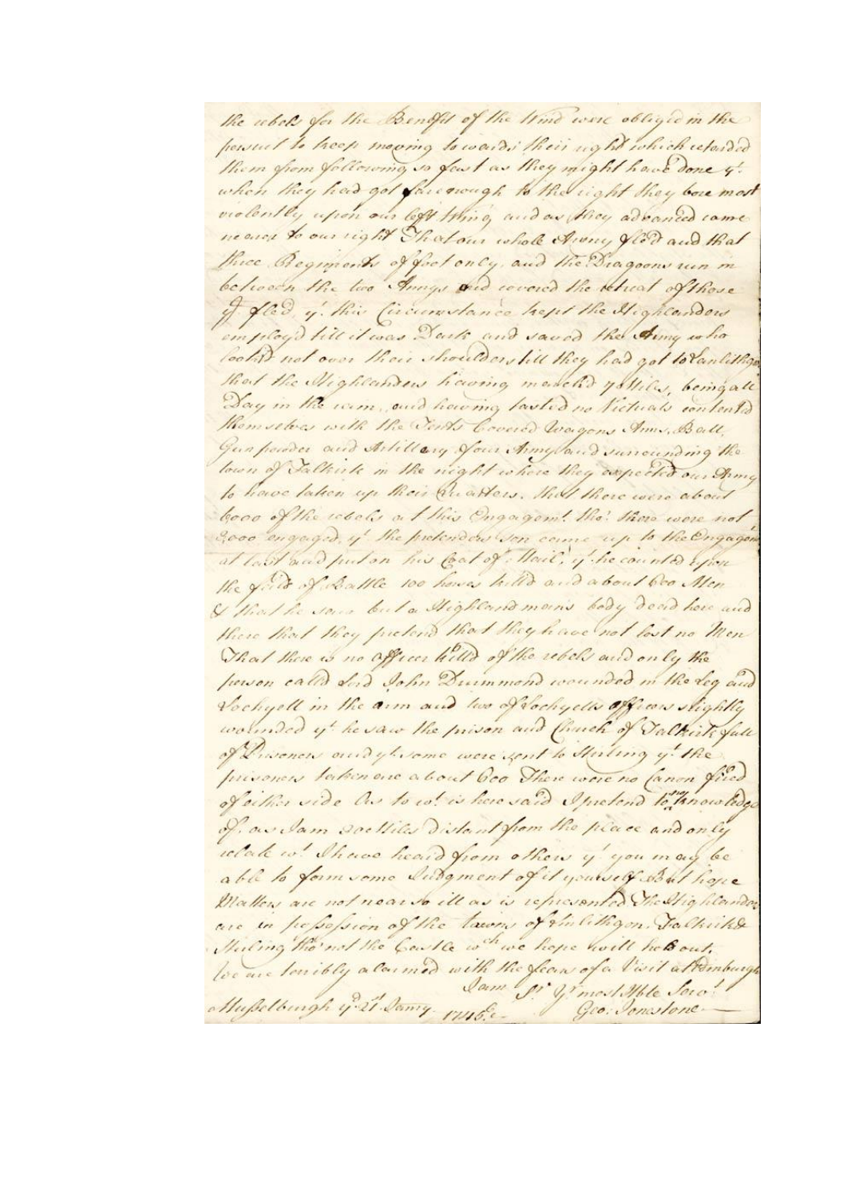the rebels for the Benefit of the Wind were obliged in the persuit to keep moving towards their right which retarded them from following so fast as they might have done y<sup>t</sup> when they had got far enough to the right they bore most violently upon our left Wing, and as they advanced came nearer to our right That our whole Army fled and that three Regiments of foot only, and the Dragoons run in between the two Armys and covered the retreat of those y<sup>t</sup> fled y<sup>t</sup> this Circumstance kept the Highlanders employd till it was Dark and saved the Army who lookd not over their shoulders till they had got to Linlithgow that the Highlanders having marched 7 Miles, being all Day in the rain, and having tasted no Victuals contented themselves with the Tents Covered Waggons Arms, Ball, Gunpowder and Artillery of our Army and surrounding the town of Falkirk in the night where they expected our Army to have taken up their Quarters. That there were about 6000 of the rebels at this Engagem<sup>t</sup>. tho' there were not 2000 engaged, y<sup>t</sup> the pretenders son came up to the Engagem<sup>t</sup> at last and put on his Coat of Mail, y<sup>t</sup> he counted upon the field of Battle 100 horses killd and about 600 Men & that he saw but a Highland mans body dead here and there that they pretend that they have not lost no Men That there is no officer killd of the rebels and only the person calld Lord John Drummond wounded in the leg and Lochyell in the arm and two of Lochyells officers slightly wounded y<sup>t</sup> he saw the prison and Church of Falkirk full of Prisoners and y<sup>t</sup> some were sent to Stirling y<sup>t</sup> the prisoners taken are about 600 There were no Canon fired of either side As to w<sup>t</sup> is here said I pretend to no knowledge of, as I am 20 Miles distant from the place and only relate w<sup>t</sup> I have heard from others y<sup>t</sup> you may be able to form some Judgment of it yourself. But hope Matters are not near so ill as is represented The Highlanders are in possession of the towns of Linlithgow, Falkirk Stirling tho' not the Castle w<sup>ch</sup> we hope will hold out, we are terribly alarmed with the fears of a Visit at Edinburgh

I am S<sup>r</sup> Y<sup>r</sup> most Hble Serv<sup>t</sup>

Musselburgh y<sup>e</sup> 21 Jany 1746.

Geo: Jonstone